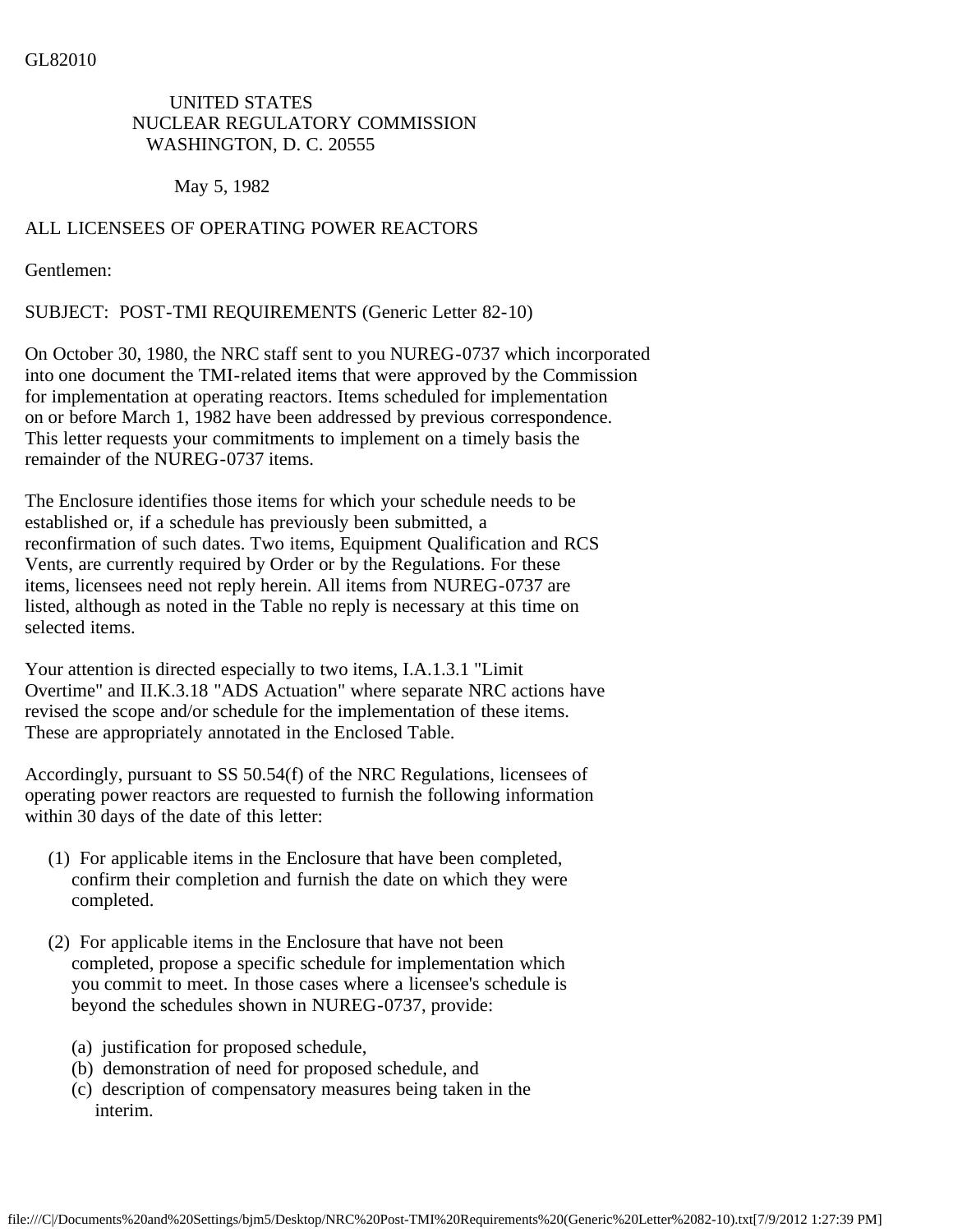GL82010

UNITED STATES
NUCLEAR REGULATORY COMMISSION
WASHINGTON, D. C. 20555

May 5, 1982

ALL LICENSEES OF OPERATING POWER REACTORS

Gentlemen:

SUBJECT: POST-TMI REQUIREMENTS (Generic Letter 82-10)

On October 30, 1980, the NRC staff sent to you NUREG-0737 which incorporated into one document the TMI-related items that were approved by the Commission for implementation at operating reactors. Items scheduled for implementation on or before March 1, 1982 have been addressed by previous correspondence. This letter requests your commitments to implement on a timely basis the remainder of the NUREG-0737 items.

The Enclosure identifies those items for which your schedule needs to be established or, if a schedule has previously been submitted, a reconfirmation of such dates. Two items, Equipment Qualification and RCS Vents, are currently required by Order or by the Regulations. For these items, licensees need not reply herein. All items from NUREG-0737 are listed, although as noted in the Table no reply is necessary at this time on selected items.

Your attention is directed especially to two items, I.A.1.3.1 "Limit Overtime" and II.K.3.18 "ADS Actuation" where separate NRC actions have revised the scope and/or schedule for the implementation of these items. These are appropriately annotated in the Enclosed Table.

Accordingly, pursuant to SS 50.54(f) of the NRC Regulations, licensees of operating power reactors are requested to furnish the following information within 30 days of the date of this letter:

(1) For applicable items in the Enclosure that have been completed, confirm their completion and furnish the date on which they were completed.

(2) For applicable items in the Enclosure that have not been completed, propose a specific schedule for implementation which you commit to meet. In those cases where a licensee's schedule is beyond the schedules shown in NUREG-0737, provide:

   (a) justification for proposed schedule,
   (b) demonstration of need for proposed schedule, and
   (c) description of compensatory measures being taken in the interim.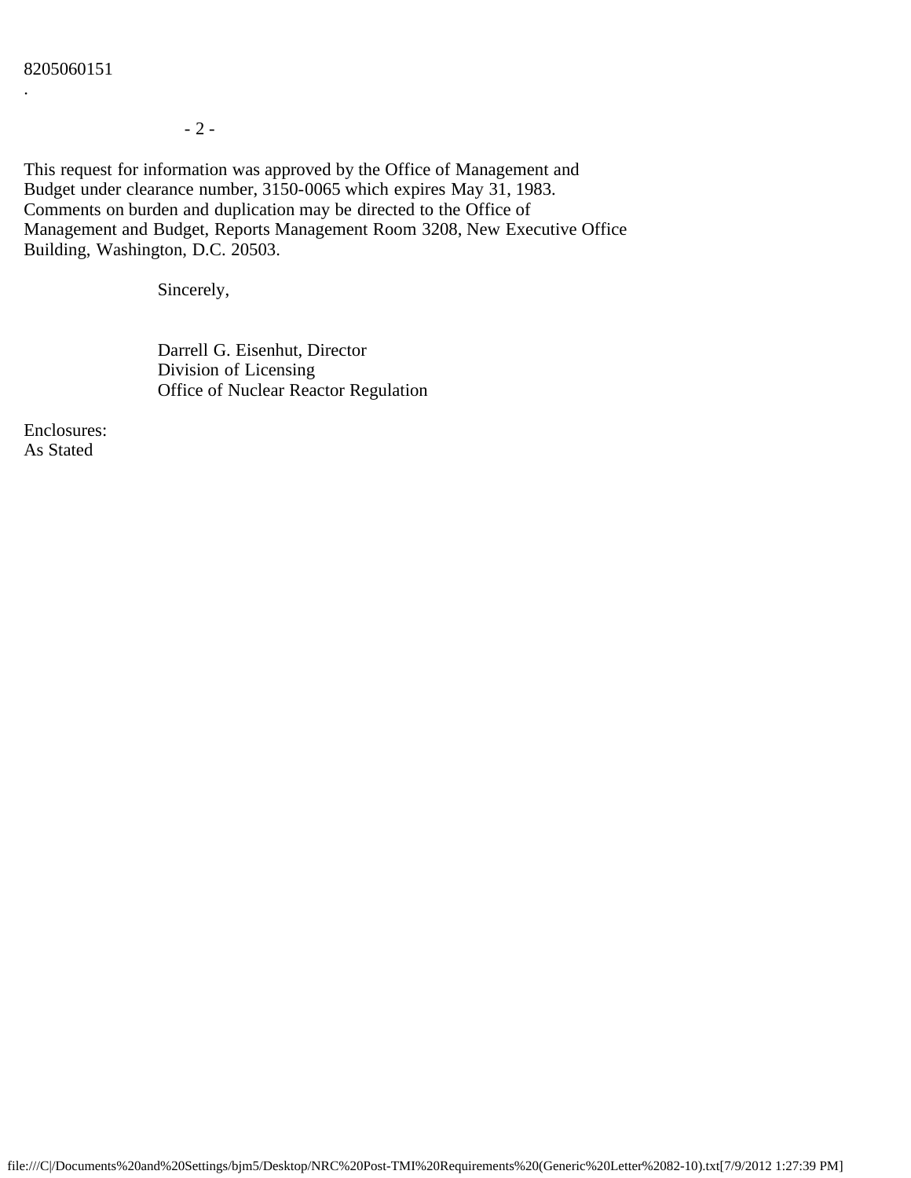8205060151

.

This request for information was approved by the Office of Management and Budget under clearance number, 3150-0065 which expires May 31, 1983. Comments on burden and duplication may be directed to the Office of Management and Budget, Reports Management Room 3208, New Executive Office Building, Washington, D.C. 20503.

Sincerely,

Darrell G. Eisenhut, Director
Division of Licensing
Office of Nuclear Reactor Regulation

Enclosures:
As Stated